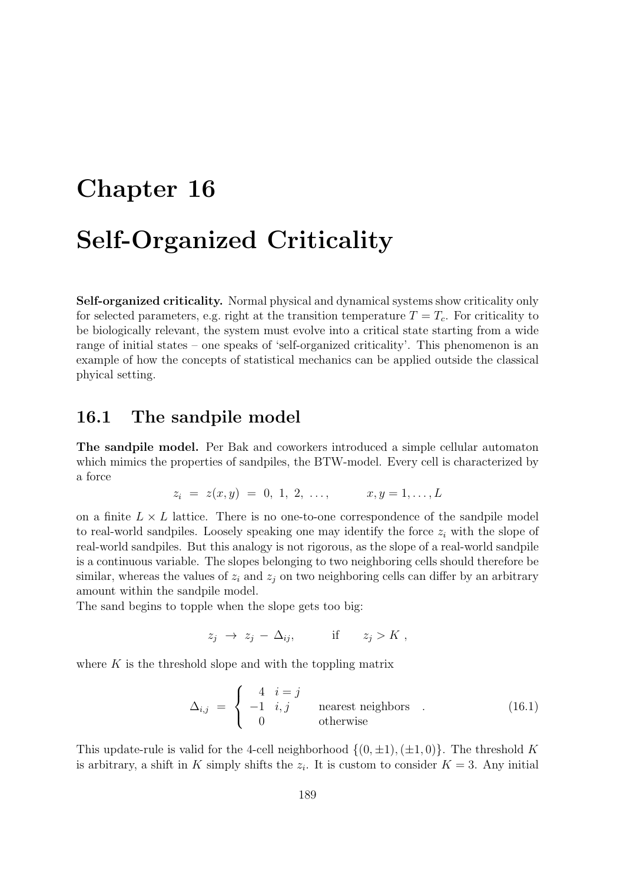# Chapter 16

# Self-Organized Criticality

**Self-organized criticality.** Normal physical and dynamical systems show criticality only for selected parameters, e.g. right at the transition temperature $T = T_c$. For criticality to be biologically relevant, the system must evolve into a critical state starting from a wide range of initial states – one speaks of 'self-organized criticality'. This phenomenon is an example of how the concepts of statistical mechanics can be applied outside the classical phyical setting.

## 16.1 The sandpile model

**The sandpile model.** Per Bak and coworkers introduced a simple cellular automaton which mimics the properties of sandpiles, the BTW-model. Every cell is characterized by a force

$$z_i \;=\; z(x,y) \;=\; 0,\; 1,\; 2,\; \ldots, \qquad\qquad x,y = 1,\ldots,L$$

on a finite $L \times L$ lattice. There is no one-to-one correspondence of the sandpile model to real-world sandpiles. Loosely speaking one may identify the force $z_i$ with the slope of real-world sandpiles. But this analogy is not rigorous, as the slope of a real-world sandpile is a continuous variable. The slopes belonging to two neighboring cells should therefore be similar, whereas the values of $z_i$ and $z_j$ on two neighboring cells can differ by an arbitrary amount within the sandpile model.

The sand begins to topple when the slope gets too big:

$$z_j \;\to\; z_j \,-\, \Delta_{ij}, \qquad\qquad \text{if} \qquad z_j > K \;,$$

where $K$ is the threshold slope and with the toppling matrix

$$\Delta_{i,j} \;=\; \left\{ \begin{array}{rll} 4 & i = j & \\ -1 & i,j & \text{nearest neighbors} \\ 0 & & \text{otherwise} \end{array} \right. \; . \tag{16.1}$$

This update-rule is valid for the 4-cell neighborhood $\{(0,\pm1),(\pm1,0)\}$. The threshold $K$ is arbitrary, a shift in $K$ simply shifts the $z_i$. It is custom to consider $K = 3$. Any initial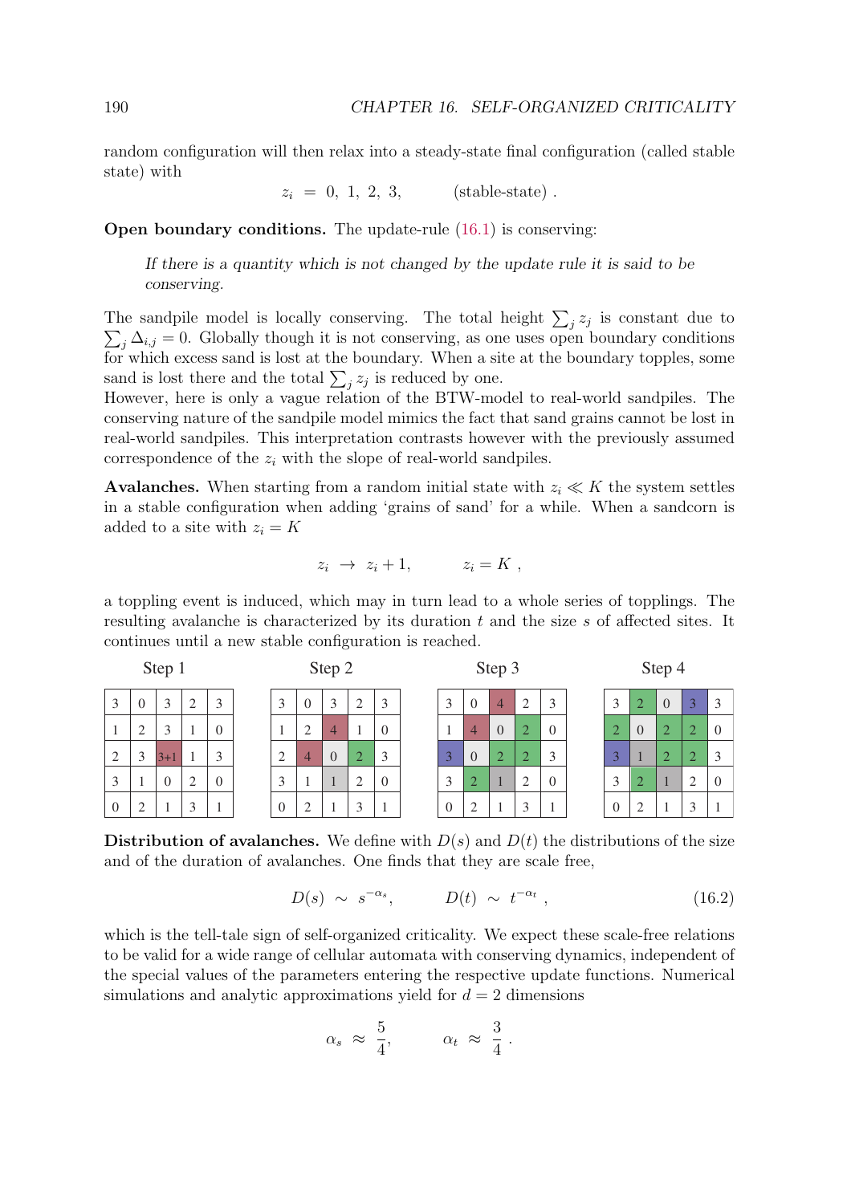random configuration will then relax into a steady-state final configuration (called stable state) with

$$z_i \;=\; 0,\ 1,\ 2,\ 3, \qquad \text{(stable-state)}\ .$$

**Open boundary conditions.** The update-rule (16.1) is conserving:

> *If there is a quantity which is not changed by the update rule it is said to be conserving.*

The sandpile model is locally conserving. The total height $\sum_j z_j$ is constant due to $\sum_j \Delta_{i,j} = 0$. Globally though it is not conserving, as one uses open boundary conditions for which excess sand is lost at the boundary. When a site at the boundary topples, some sand is lost there and the total $\sum_j z_j$ is reduced by one.
However, here is only a vague relation of the BTW-model to real-world sandpiles. The conserving nature of the sandpile model mimics the fact that sand grains cannot be lost in real-world sandpiles. This interpretation contrasts however with the previously assumed correspondence of the $z_i$ with the slope of real-world sandpiles.

**Avalanches.** When starting from a random initial state with $z_i \ll K$ the system settles in a stable configuration when adding 'grains of sand' for a while. When a sandcorn is added to a site with $z_i = K$

$$z_i \;\to\; z_i + 1, \qquad z_i = K\ ,$$

a toppling event is induced, which may in turn lead to a whole series of topplings. The resulting avalanche is characterized by its duration $t$ and the size $s$ of affected sites. It continues until a new stable configuration is reached.

Step 1

| | | | | |
|---|---|---|---|---|
| 3 | 0 | 3 | 2 | 3 |
| 1 | 2 | 3 | 1 | 0 |
| 2 | 3 | 3+1 | 1 | 3 |
| 3 | 1 | 0 | 2 | 0 |
| 0 | 2 | 1 | 3 | 1 |

Step 2

| | | | | |
|---|---|---|---|---|
| 3 | 0 | 3 | 2 | 3 |
| 1 | 2 | 4 | 1 | 0 |
| 2 | 4 | 0 | 2 | 3 |
| 3 | 1 | 1 | 2 | 0 |
| 0 | 2 | 1 | 3 | 1 |

Step 3

| | | | | |
|---|---|---|---|---|
| 3 | 0 | 4 | 2 | 3 |
| 1 | 4 | 0 | 2 | 0 |
| 3 | 0 | 2 | 2 | 3 |
| 3 | 2 | 1 | 2 | 0 |
| 0 | 2 | 1 | 3 | 1 |

Step 4

| | | | | |
|---|---|---|---|---|
| 3 | 2 | 0 | 3 | 3 |
| 2 | 0 | 2 | 2 | 0 |
| 3 | 1 | 2 | 2 | 3 |
| 3 | 2 | 1 | 2 | 0 |
| 0 | 2 | 1 | 3 | 1 |

**Distribution of avalanches.** We define with $D(s)$ and $D(t)$ the distributions of the size and of the duration of avalanches. One finds that they are scale free,

$$D(s) \;\sim\; s^{-\alpha_s}, \qquad D(t) \;\sim\; t^{-\alpha_t}\ , \tag{16.2}$$

which is the tell-tale sign of self-organized criticality. We expect these scale-free relations to be valid for a wide range of cellular automata with conserving dynamics, independent of the special values of the parameters entering the respective update functions. Numerical simulations and analytic approximations yield for $d = 2$ dimensions

$$\alpha_s \;\approx\; \frac{5}{4}, \qquad \alpha_t \;\approx\; \frac{3}{4}\ .$$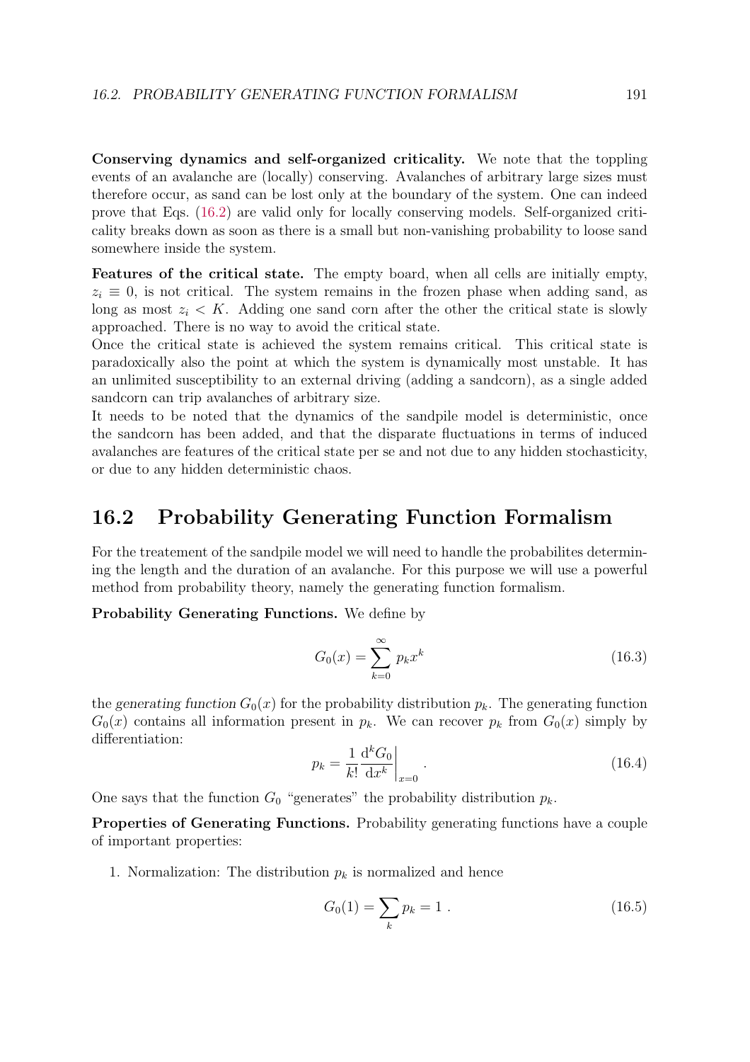**Conserving dynamics and self-organized criticality.** We note that the toppling events of an avalanche are (locally) conserving. Avalanches of arbitrary large sizes must therefore occur, as sand can be lost only at the boundary of the system. One can indeed prove that Eqs. (16.2) are valid only for locally conserving models. Self-organized criticality breaks down as soon as there is a small but non-vanishing probability to loose sand somewhere inside the system.

**Features of the critical state.** The empty board, when all cells are initially empty, $z_i \equiv 0$, is not critical. The system remains in the frozen phase when adding sand, as long as most $z_i < K$. Adding one sand corn after the other the critical state is slowly approached. There is no way to avoid the critical state.

Once the critical state is achieved the system remains critical. This critical state is paradoxically also the point at which the system is dynamically most unstable. It has an unlimited susceptibility to an external driving (adding a sandcorn), as a single added sandcorn can trip avalanches of arbitrary size.

It needs to be noted that the dynamics of the sandpile model is deterministic, once the sandcorn has been added, and that the disparate fluctuations in terms of induced avalanches are features of the critical state per se and not due to any hidden stochasticity, or due to any hidden deterministic chaos.

## 16.2 Probability Generating Function Formalism

For the treatement of the sandpile model we will need to handle the probabilites determining the length and the duration of an avalanche. For this purpose we will use a powerful method from probability theory, namely the generating function formalism.

**Probability Generating Functions.** We define by

$$G_0(x) = \sum_{k=0}^{\infty} p_k x^k \tag{16.3}$$

the *generating function* $G_0(x)$ for the probability distribution $p_k$. The generating function $G_0(x)$ contains all information present in $p_k$. We can recover $p_k$ from $G_0(x)$ simply by differentiation:

$$p_k = \frac{1}{k!} \frac{\mathrm{d}^k G_0}{\mathrm{d}x^k}\bigg|_{x=0} . \tag{16.4}$$

One says that the function $G_0$ "generates" the probability distribution $p_k$.

**Properties of Generating Functions.** Probability generating functions have a couple of important properties:

1. Normalization: The distribution $p_k$ is normalized and hence

$$G_0(1) = \sum_k p_k = 1 . \tag{16.5}$$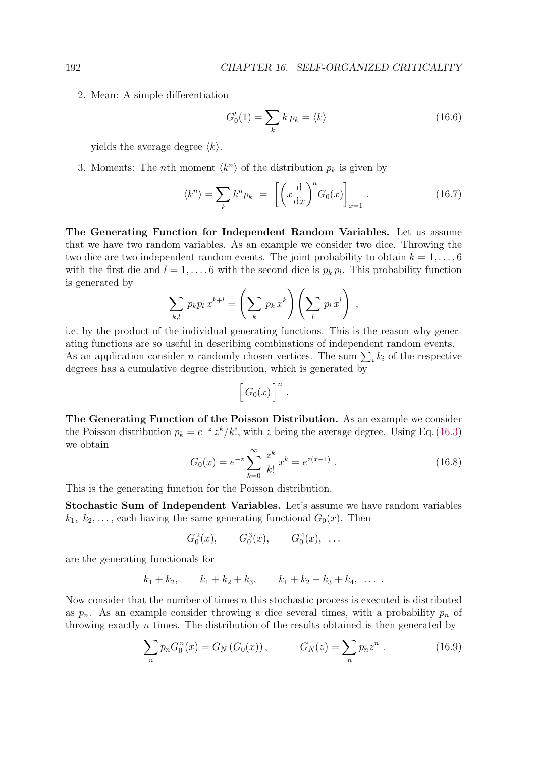2. Mean: A simple differentiation

$$G_0'(1) = \sum_k k\, p_k = \langle k \rangle \tag{16.6}$$

yields the average degree $\langle k \rangle$.

3. Moments: The $n$th moment $\langle k^n \rangle$ of the distribution $p_k$ is given by

$$\langle k^n \rangle = \sum_k k^n p_k \;=\; \left[ \left( x \frac{\mathrm{d}}{\mathrm{d}x} \right)^n G_0(x) \right]_{x=1} . \tag{16.7}$$

**The Generating Function for Independent Random Variables.** Let us assume that we have two random variables. As an example we consider two dice. Throwing the two dice are two independent random events. The joint probability to obtain $k = 1, \dots, 6$ with the first die and $l = 1, \dots, 6$ with the second dice is $p_k\, p_l$. This probability function is generated by

$$\sum_{k,l} p_k p_l\, x^{k+l} = \left( \sum_k p_k\, x^k \right) \left( \sum_l p_l\, x^l \right) ,$$

i.e. by the product of the individual generating functions. This is the reason why generating functions are so useful in describing combinations of independent random events. As an application consider $n$ randomly chosen vertices. The sum $\sum_i k_i$ of the respective degrees has a cumulative degree distribution, which is generated by

$$\Big[ G_0(x) \Big]^n .$$

**The Generating Function of the Poisson Distribution.** As an example we consider the Poisson distribution $p_k = e^{-z}\, z^k/k!$, with $z$ being the average degree. Using Eq. (16.3) we obtain

$$G_0(x) = e^{-z} \sum_{k=0}^{\infty} \frac{z^k}{k!}\, x^k = e^{z(x-1)} . \tag{16.8}$$

This is the generating function for the Poisson distribution.

**Stochastic Sum of Independent Variables.** Let's assume we have random variables $k_1,\ k_2, \dots$, each having the same generating functional $G_0(x)$. Then

$$G_0^2(x), \qquad G_0^3(x), \qquad G_0^4(x),\ \dots$$

are the generating functionals for

$$k_1 + k_2, \qquad k_1 + k_2 + k_3, \qquad k_1 + k_2 + k_3 + k_4,\ \dots\ .$$

Now consider that the number of times $n$ this stochastic process is executed is distributed as $p_n$. As an example consider throwing a dice several times, with a probability $p_n$ of throwing exactly $n$ times. The distribution of the results obtained is then generated by

$$\sum_n p_n G_0^n(x) = G_N\left( G_0(x) \right), \qquad\qquad G_N(z) = \sum_n p_n z^n . \tag{16.9}$$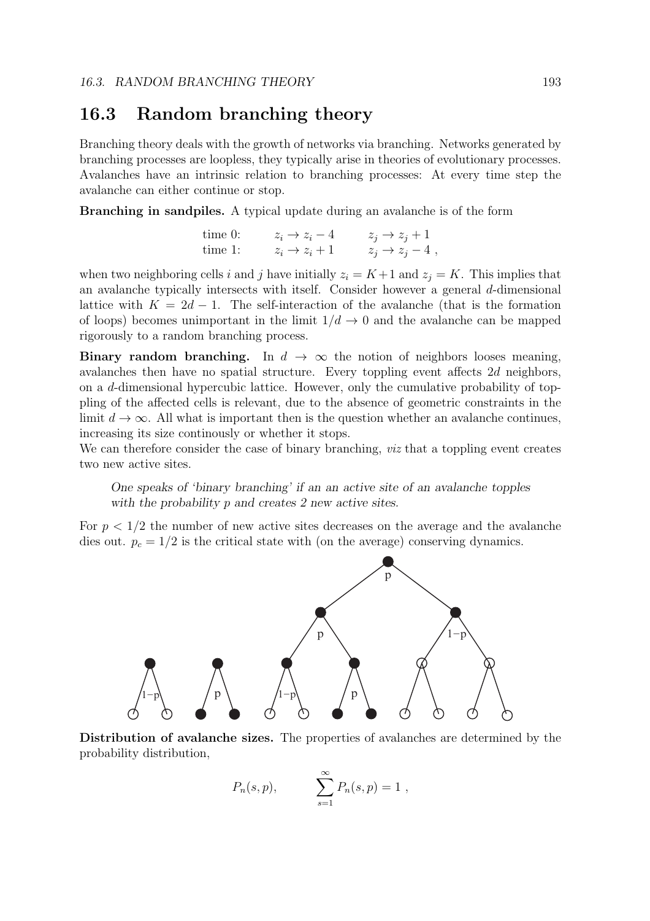## 16.3 Random branching theory

Branching theory deals with the growth of networks via branching. Networks generated by branching processes are loopless, they typically arise in theories of evolutionary processes. Avalanches have an intrinsic relation to branching processes: At every time step the avalanche can either continue or stop.

**Branching in sandpiles.** A typical update during an avalanche is of the form

$$
\begin{array}{lll}
\text{time 0:} & z_i \to z_i - 4 & z_j \to z_j + 1 \\
\text{time 1:} & z_i \to z_i + 1 & z_j \to z_j - 4 \ ,
\end{array}
$$

when two neighboring cells $i$ and $j$ have initially $z_i = K+1$ and $z_j = K$. This implies that an avalanche typically intersects with itself. Consider however a general $d$-dimensional lattice with $K = 2d - 1$. The self-interaction of the avalanche (that is the formation of loops) becomes unimportant in the limit $1/d \to 0$ and the avalanche can be mapped rigorously to a random branching process.

**Binary random branching.** In $d \to \infty$ the notion of neighbors looses meaning, avalanches then have no spatial structure. Every toppling event affects $2d$ neighbors, on a $d$-dimensional hypercubic lattice. However, only the cumulative probability of toppling of the affected cells is relevant, due to the absence of geometric constraints in the limit $d \to \infty$. All what is important then is the question whether an avalanche continues, increasing its size continously or whether it stops.

We can therefore consider the case of binary branching, *viz* that a toppling event creates two new active sites.

> *One speaks of 'binary branching' if an an active site of an avalanche topples with the probability p and creates 2 new active sites.*

For $p < 1/2$ the number of new active sites decreases on the average and the avalanche dies out. $p_c = 1/2$ is the critical state with (on the average) conserving dynamics.

**Distribution of avalanche sizes.** The properties of avalanches are determined by the probability distribution,

$$
P_n(s,p), \qquad \sum_{s=1}^{\infty} P_n(s,p) = 1 \ ,
$$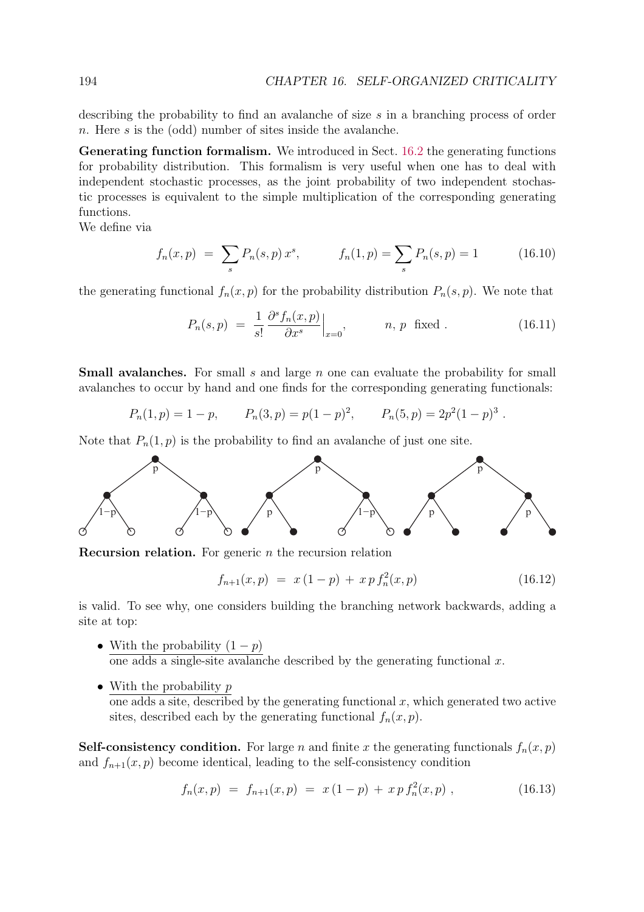describing the probability to find an avalanche of size $s$ in a branching process of order $n$. Here $s$ is the (odd) number of sites inside the avalanche.

**Generating function formalism.** We introduced in Sect. 16.2 the generating functions for probability distribution. This formalism is very useful when one has to deal with independent stochastic processes, as the joint probability of two independent stochastic processes is equivalent to the simple multiplication of the corresponding generating functions.
We define via

$$f_n(x,p) \;=\; \sum_s P_n(s,p)\, x^s, \qquad\qquad f_n(1,p) = \sum_s P_n(s,p) = 1 \tag{16.10}$$

the generating functional $f_n(x,p)$ for the probability distribution $P_n(s,p)$. We note that

$$P_n(s,p) \;=\; \frac{1}{s!}\,\frac{\partial^s f_n(x,p)}{\partial x^s}\Big|_{x=0}, \qquad\qquad n,\,p \;\text{ fixed}\;. \tag{16.11}$$

**Small avalanches.** For small $s$ and large $n$ one can evaluate the probability for small avalanches to occur by hand and one finds for the corresponding generating functionals:

$$P_n(1,p) = 1-p, \qquad P_n(3,p) = p(1-p)^2, \qquad P_n(5,p) = 2p^2(1-p)^3\;.$$

Note that $P_n(1,p)$ is the probability to find an avalanche of just one site.

**Recursion relation.** For generic $n$ the recursion relation

$$f_{n+1}(x,p) \;=\; x\,(1-p) \;+\; x\,p\,f_n^2(x,p) \tag{16.12}$$

is valid. To see why, one considers building the branching network backwards, adding a site at top:

- With the probability $(1-p)$
  one adds a single-site avalanche described by the generating functional $x$.

- With the probability $p$
  one adds a site, described by the generating functional $x$, which generated two active sites, described each by the generating functional $f_n(x,p)$.

**Self-consistency condition.** For large $n$ and finite $x$ the generating functionals $f_n(x,p)$ and $f_{n+1}(x,p)$ become identical, leading to the self-consistency condition

$$f_n(x,p) \;=\; f_{n+1}(x,p) \;=\; x\,(1-p) \;+\; x\,p\,f_n^2(x,p)\;, \tag{16.13}$$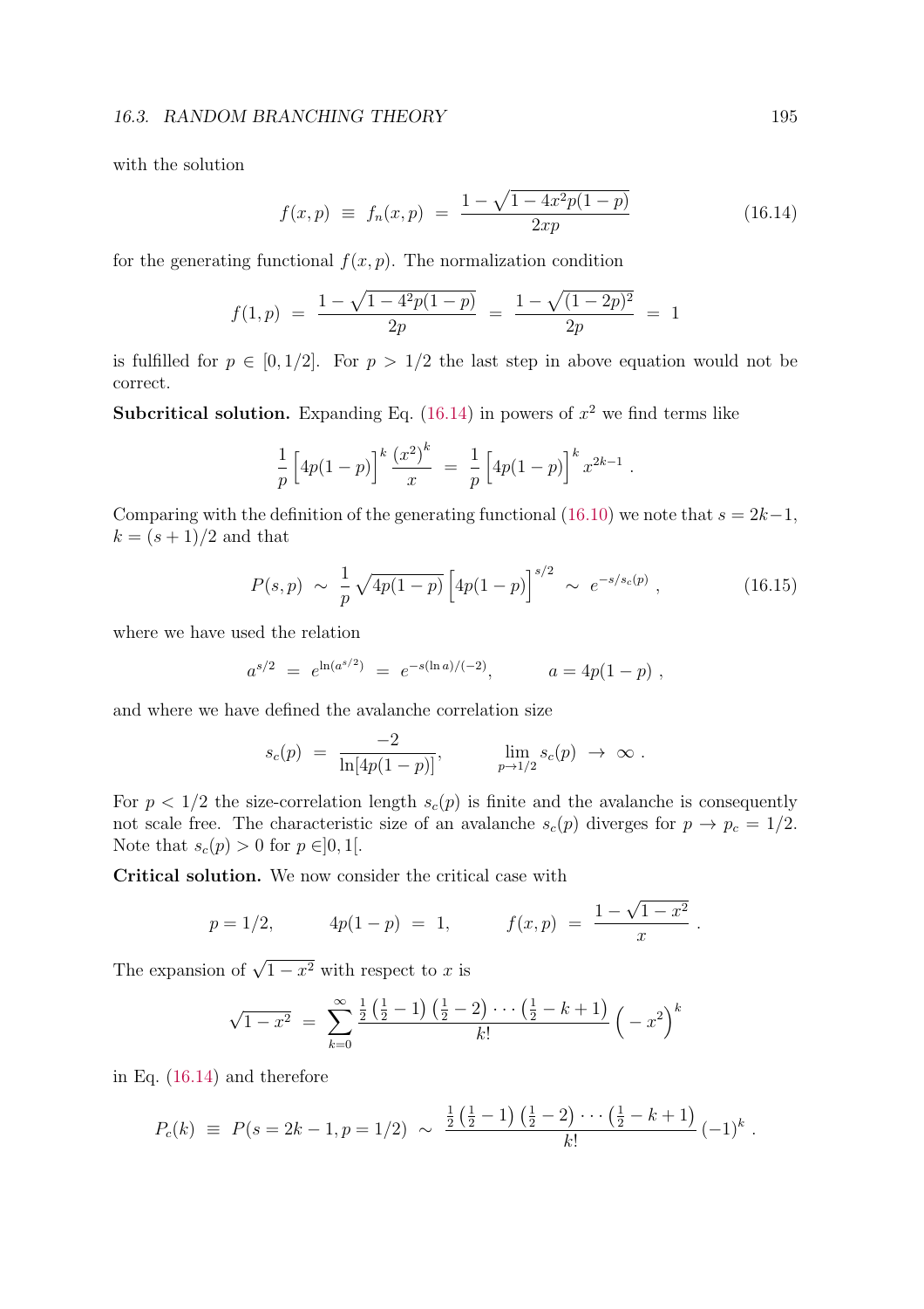with the solution

$$f(x,p) \;\equiv\; f_n(x,p) \;=\; \frac{1-\sqrt{1-4x^2p(1-p)}}{2xp} \tag{16.14}$$

for the generating functional $f(x,p)$. The normalization condition

$$f(1,p) \;=\; \frac{1-\sqrt{1-4^2p(1-p)}}{2p} \;=\; \frac{1-\sqrt{(1-2p)^2}}{2p} \;=\; 1$$

is fulfilled for $p \in [0, 1/2]$. For $p > 1/2$ the last step in above equation would not be correct.

**Subcritical solution.** Expanding Eq. (16.14) in powers of $x^2$ we find terms like

$$\frac{1}{p}\Big[4p(1-p)\Big]^k \frac{\left(x^2\right)^k}{x} \;=\; \frac{1}{p}\Big[4p(1-p)\Big]^k x^{2k-1} \,.$$

Comparing with the definition of the generating functional (16.10) we note that $s = 2k-1$, $k = (s+1)/2$ and that

$$P(s,p) \;\sim\; \frac{1}{p}\sqrt{4p(1-p)}\,\Big[4p(1-p)\Big]^{s/2} \;\sim\; e^{-s/s_c(p)} \,, \tag{16.15}$$

where we have used the relation

$$a^{s/2} \;=\; e^{\ln(a^{s/2})} \;=\; e^{-s(\ln a)/(-2)}, \qquad\qquad a = 4p(1-p) \,,$$

and where we have defined the avalanche correlation size

$$s_c(p) \;=\; \frac{-2}{\ln[4p(1-p)]}, \qquad\qquad \lim_{p\to 1/2} s_c(p) \;\to\; \infty \,.$$

For $p < 1/2$ the size-correlation length $s_c(p)$ is finite and the avalanche is consequently not scale free. The characteristic size of an avalanche $s_c(p)$ diverges for $p \to p_c = 1/2$. Note that $s_c(p) > 0$ for $p \in ]0,1[$.

**Critical solution.** We now consider the critical case with

$$p = 1/2, \qquad\quad 4p(1-p) \;=\; 1, \qquad\quad f(x,p) \;=\; \frac{1-\sqrt{1-x^2}}{x} \,.$$

The expansion of $\sqrt{1-x^2}$ with respect to $x$ is

$$\sqrt{1-x^2} \;=\; \sum_{k=0}^{\infty} \frac{\frac{1}{2}\left(\frac{1}{2}-1\right)\left(\frac{1}{2}-2\right)\cdots\left(\frac{1}{2}-k+1\right)}{k!}\Big(-x^2\Big)^k$$

in Eq. (16.14) and therefore

$$P_c(k) \;\equiv\; P(s=2k-1, p=1/2) \;\sim\; \frac{\frac{1}{2}\left(\frac{1}{2}-1\right)\left(\frac{1}{2}-2\right)\cdots\left(\frac{1}{2}-k+1\right)}{k!}\,(-1)^k \,.$$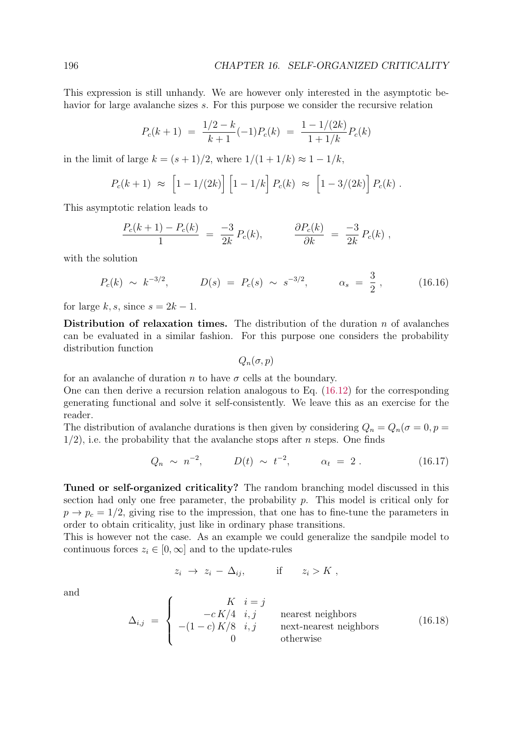This expression is still unhandy. We are however only interested in the asymptotic behavior for large avalanche sizes $s$. For this purpose we consider the recursive relation

$$P_c(k+1) \;=\; \frac{1/2-k}{k+1}(-1)P_c(k) \;=\; \frac{1-1/(2k)}{1+1/k}P_c(k)$$

in the limit of large $k=(s+1)/2$, where $1/(1+1/k)\approx 1-1/k$,

$$P_c(k+1) \;\approx\; \Big[1-1/(2k)\Big]\Big[1-1/k\Big]\,P_c(k) \;\approx\; \Big[1-3/(2k)\Big]\,P_c(k)\;.$$

This asymptotic relation leads to

$$\frac{P_c(k+1)-P_c(k)}{1} \;=\; \frac{-3}{2k}\,P_c(k), \qquad\qquad \frac{\partial P_c(k)}{\partial k} \;=\; \frac{-3}{2k}\,P_c(k)\;,$$

with the solution

$$P_c(k) \;\sim\; k^{-3/2}, \qquad\qquad D(s) \;=\; P_c(s) \;\sim\; s^{-3/2}, \qquad\qquad \alpha_s \;=\; \frac{3}{2}\,, \tag{16.16}$$

for large $k,s$, since $s=2k-1$.

**Distribution of relaxation times.** The distribution of the duration $n$ of avalanches can be evaluated in a similar fashion. For this purpose one considers the probability distribution function

$$Q_n(\sigma,p)$$

for an avalanche of duration $n$ to have $\sigma$ cells at the boundary.

One can then derive a recursion relation analogous to Eq. (16.12) for the corresponding generating functional and solve it self-consistently. We leave this as an exercise for the reader.

The distribution of avalanche durations is then given by considering $Q_n = Q_n(\sigma=0,p=1/2)$, i.e. the probability that the avalanche stops after $n$ steps. One finds

$$Q_n \;\sim\; n^{-2}, \qquad\qquad D(t) \;\sim\; t^{-2}, \qquad\qquad \alpha_t \;=\; 2\;. \tag{16.17}$$

**Tuned or self-organized criticality?** The random branching model discussed in this section had only one free parameter, the probability $p$. This model is critical only for $p\to p_c=1/2$, giving rise to the impression, that one has to fine-tune the parameters in order to obtain criticality, just like in ordinary phase transitions.

This is however not the case. As an example we could generalize the sandpile model to continuous forces $z_i\in[0,\infty]$ and to the update-rules

$$z_i \;\to\; z_i \,-\, \Delta_{ij}, \qquad\quad \text{if} \qquad z_i>K\;,$$

and

$$\Delta_{i,j} \;=\; \begin{cases} K & i=j \\ -c\,K/4 & i,j \qquad \text{nearest neighbors} \\ -(1-c)\,K/8 & i,j \qquad \text{next-nearest neighbors} \\ 0 & \qquad\quad\;\; \text{otherwise} \end{cases} \tag{16.18}$$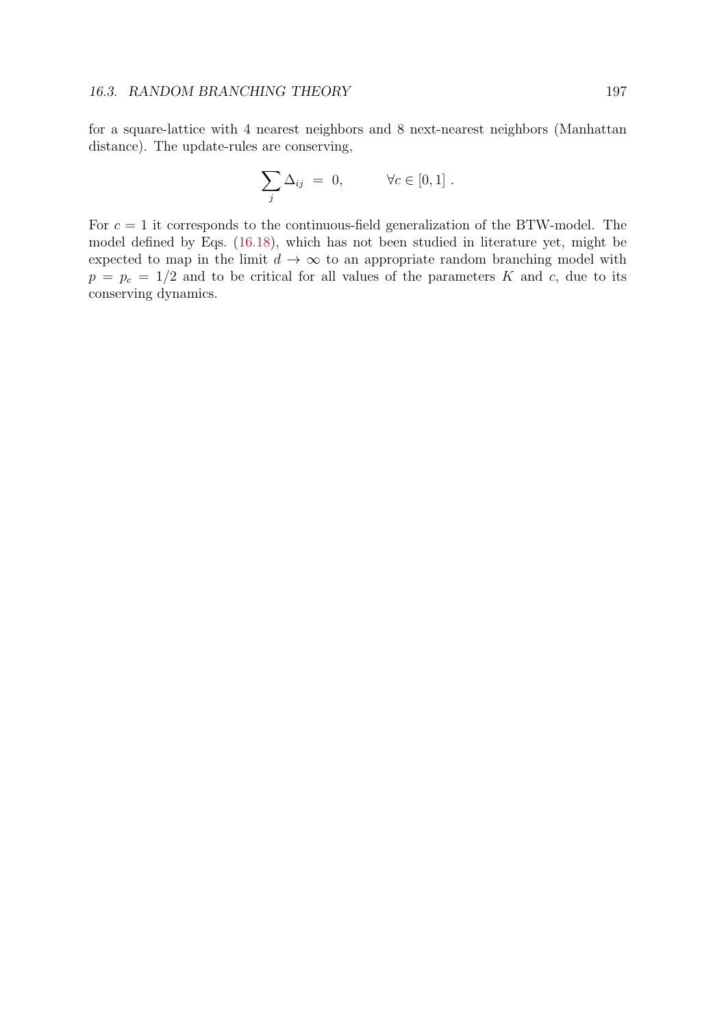for a square-lattice with 4 nearest neighbors and 8 next-nearest neighbors (Manhattan distance). The update-rules are conserving,

$$\sum_j \Delta_{ij} \ = \ 0, \qquad\quad \forall c \in [0,1] \ .$$

For $c = 1$ it corresponds to the continuous-field generalization of the BTW-model. The model defined by Eqs. (16.18), which has not been studied in literature yet, might be expected to map in the limit $d \to \infty$ to an appropriate random branching model with $p = p_c = 1/2$ and to be critical for all values of the parameters $K$ and $c$, due to its conserving dynamics.